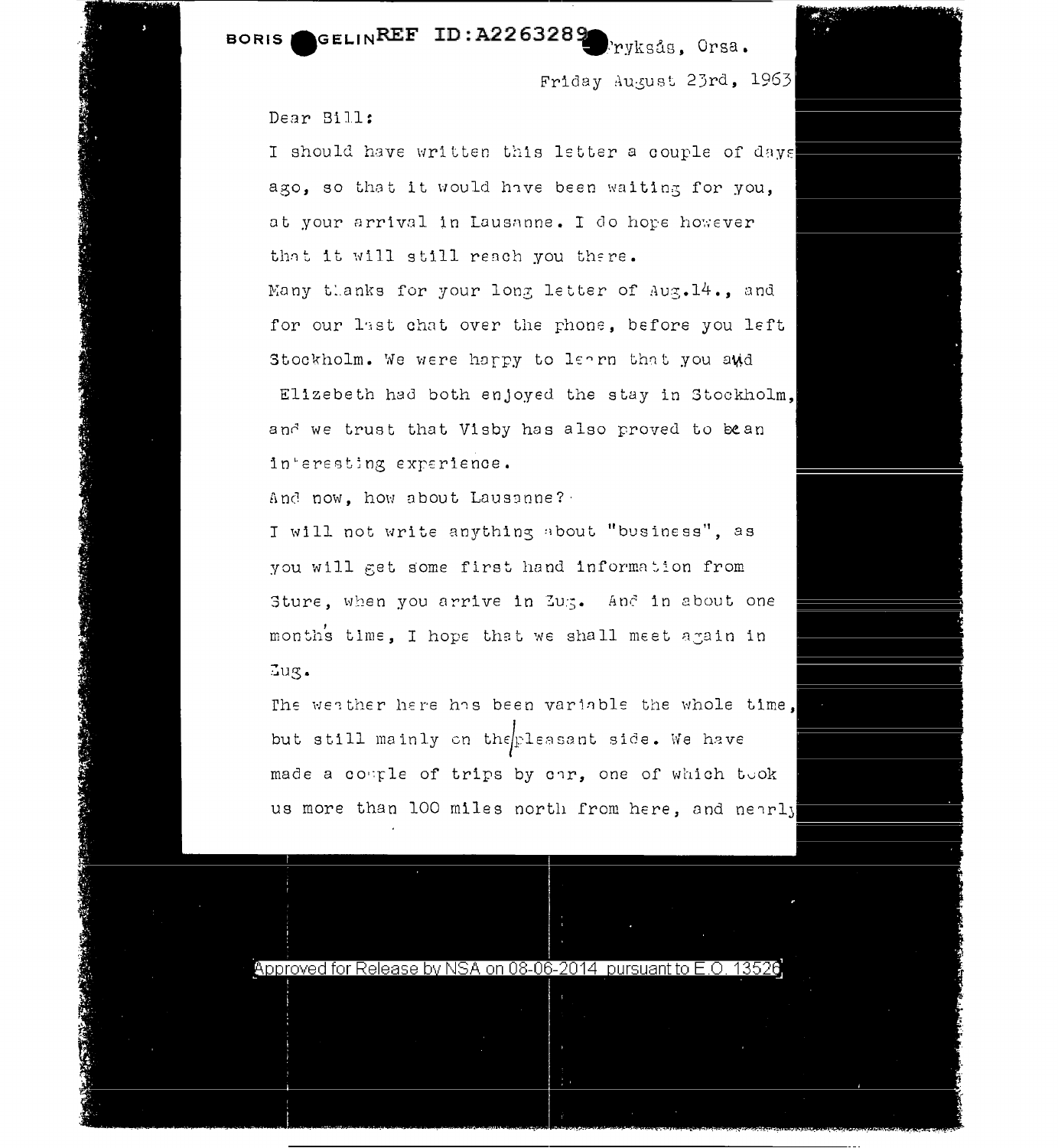BORIS HAGELIN REF ID:A2263289 Tryksås, Orsa.

Friday August 23rd, 1963

Dear Bill:

I should have written this letter a couple of days ago, so that it would have been waiting for you, at your arrival in Lausanne. I do hope however that it will still reach you there.

Many thanks for your long letter of Aug.14., and for our last chat over the phone, before you left Stockholm. We were happy to learn that you and Elizebeth had both enjoyed the stay in Stockholm, and we trust that Visby has also proved to be an interesting experience.

And now, how about Lausanne?

I will not write anything about "business", as you will get some first hand information from Sture, when you arrive in Zug. And in about one month's time, I hope that we shall meet again in Zug.

The weather here has been variable the whole time, but still mainly on the pleasant side. We have made a couple of trips by car, one of which took us more than 100 miles north from here, and nearly

Approved for Release by NSA on 08-06-2014 pursuant to E.O. 13526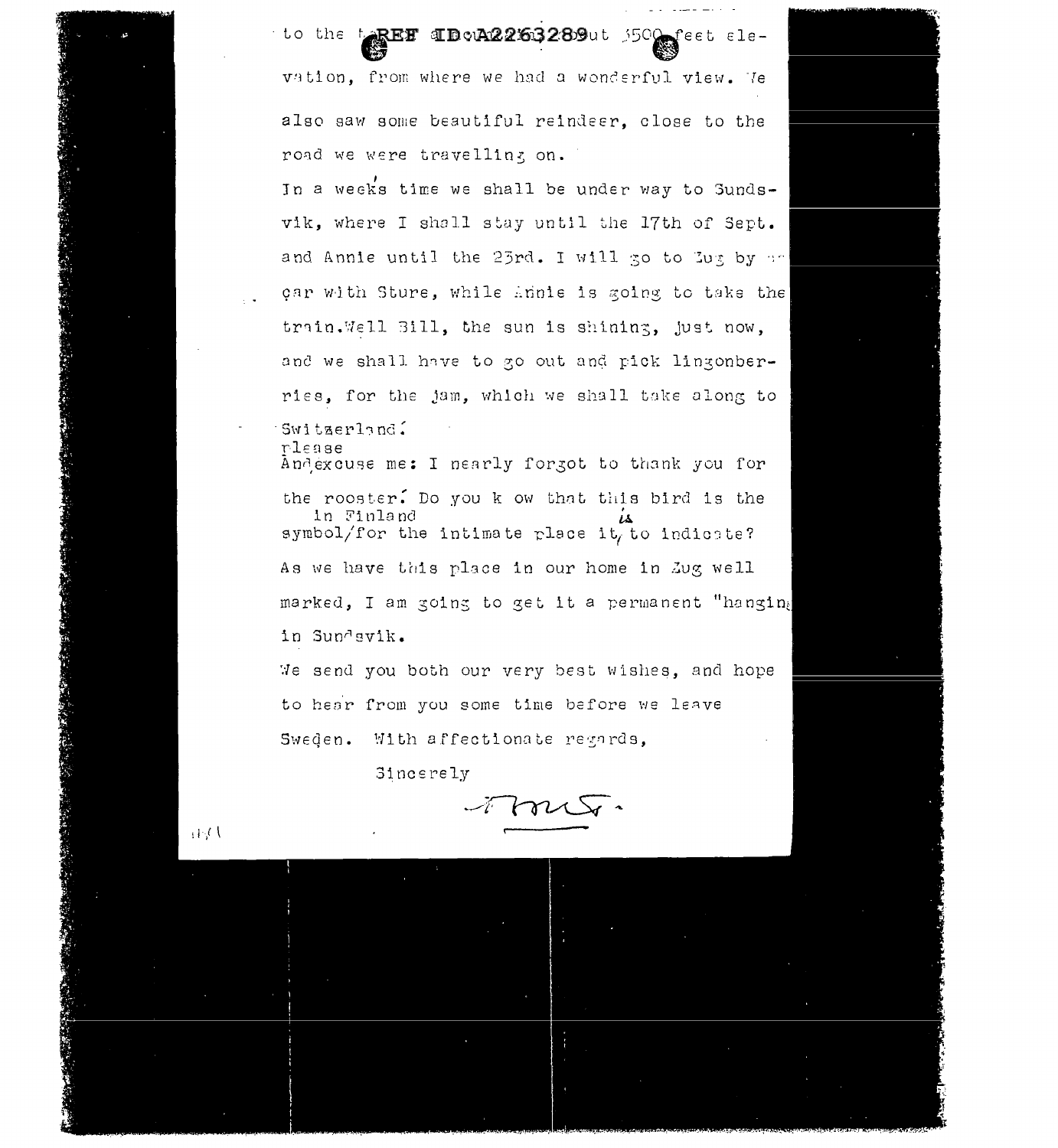to the top, about 3500 feet elevation, from where we had a wonderful view. We also saw some beautiful reindeer, close to the road we were travelling on.

In a week's time we shall be under way to Sundsvik, where I shall stay until the 17th of Sept. and Annie until the 23rd. I will go to Zug by car with Sture, while Annie is going to take the train. Well Bill, the sun is shining, just now, and we shall have to go out and pick lingonberries, for the jam, which we shall take along to Switzerland!

And please excuse me: I nearly forgot to thank you for the rooster! Do you know that this bird is the symbol in Finland for the intimate place it is to indicate? As we have this place in our home in Zug well marked, I am going to get it a permanent "hanging" in Sundsvik.

We send you both our very best wishes, and hope to hear from you some time before we leave Sweden. With affectionate regards,

Sincerely